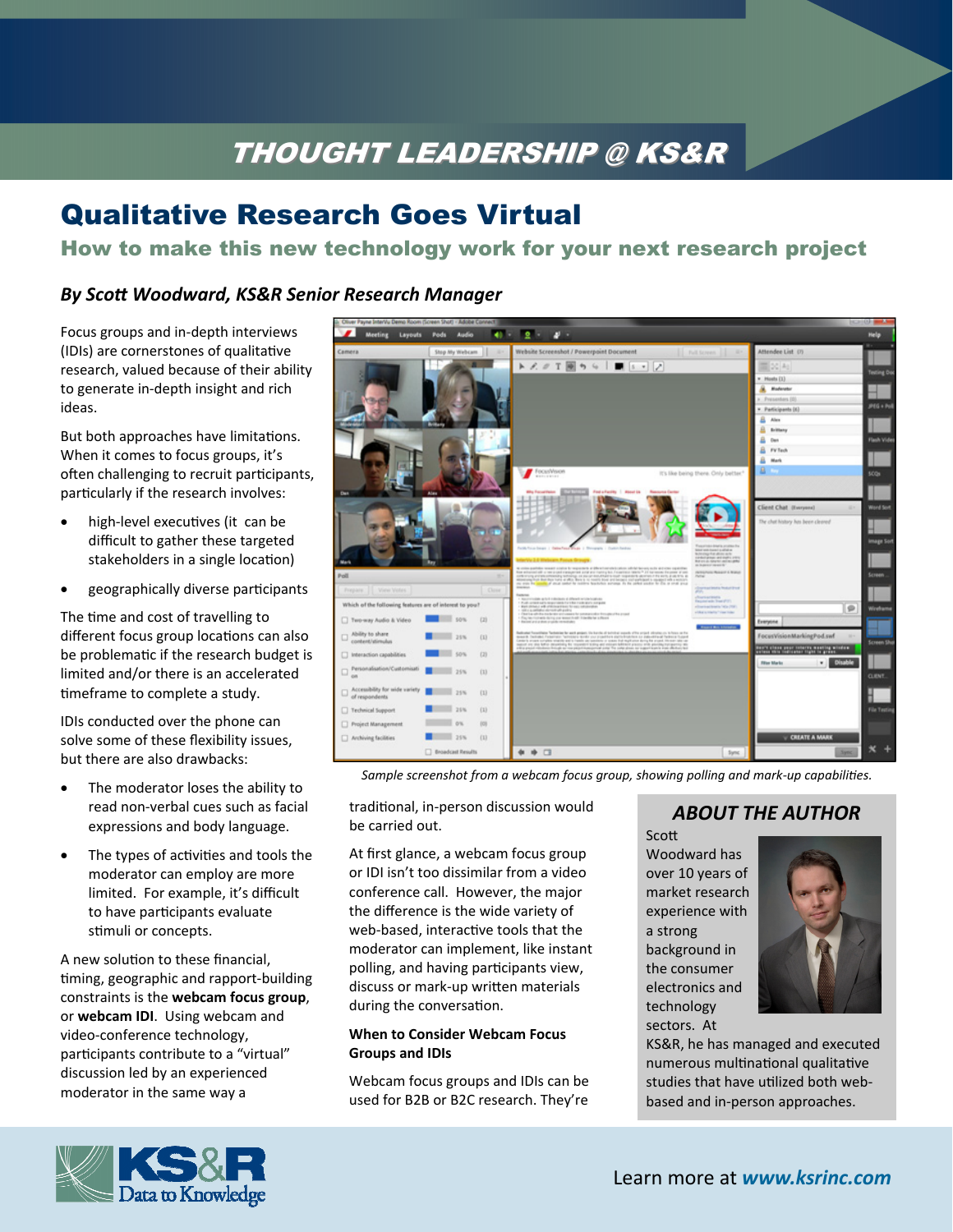THOUGHT LEADERSHIP @ KS&R

# Qualitative Research Goes Virtual

## How to make this new technology work for your next research project

***By Scott Woodward, KS&R Senior Research Manager***

Focus groups and in-depth interviews (IDIs) are cornerstones of qualitative research, valued because of their ability to generate in-depth insight and rich ideas.

But both approaches have limitations. When it comes to focus groups, it's often challenging to recruit participants, particularly if the research involves:

- high-level executives (it can be difficult to gather these targeted stakeholders in a single location)
- geographically diverse participants

The time and cost of travelling to different focus group locations can also be problematic if the research budget is limited and/or there is an accelerated timeframe to complete a study.

IDIs conducted over the phone can solve some of these flexibility issues, but there are also drawbacks:

- The moderator loses the ability to read non-verbal cues such as facial expressions and body language.
- The types of activities and tools the moderator can employ are more limited. For example, it's difficult to have participants evaluate stimuli or concepts.

A new solution to these financial, timing, geographic and rapport-building constraints is the **webcam focus group**, or **webcam IDI**. Using webcam and video-conference technology, participants contribute to a "virtual" discussion led by an experienced moderator in the same way a traditional, in-person discussion would be carried out.

*Sample screenshot from a webcam focus group, showing polling and mark-up capabilities.*

At first glance, a webcam focus group or IDI isn't too dissimilar from a video conference call. However, the major the difference is the wide variety of web-based, interactive tools that the moderator can implement, like instant polling, and having participants view, discuss or mark-up written materials during the conversation.

**When to Consider Webcam Focus Groups and IDIs**

Webcam focus groups and IDIs can be used for B2B or B2C research. They're

### ABOUT THE AUTHOR

Scott Woodward has over 10 years of market research experience with a strong background in the consumer electronics and technology sectors. At KS&R, he has managed and executed numerous multinational qualitative studies that have utilized both web-based and in-person approaches.

Learn more at ***www.ksrinc.com***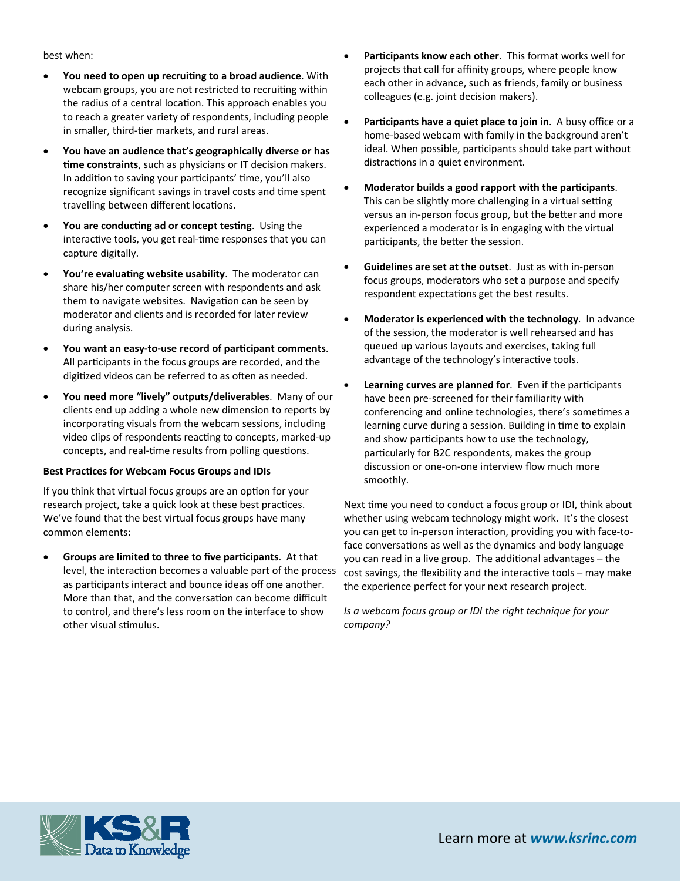best when:

- **You need to open up recruiting to a broad audience**. With webcam groups, you are not restricted to recruiting within the radius of a central location. This approach enables you to reach a greater variety of respondents, including people in smaller, third-tier markets, and rural areas.
- **You have an audience that's geographically diverse or has time constraints**, such as physicians or IT decision makers. In addition to saving your participants' time, you'll also recognize significant savings in travel costs and time spent travelling between different locations.
- **You are conducting ad or concept testing**. Using the interactive tools, you get real-time responses that you can capture digitally.
- **You're evaluating website usability**. The moderator can share his/her computer screen with respondents and ask them to navigate websites. Navigation can be seen by moderator and clients and is recorded for later review during analysis.
- **You want an easy-to-use record of participant comments**. All participants in the focus groups are recorded, and the digitized videos can be referred to as often as needed.
- **You need more "lively" outputs/deliverables**. Many of our clients end up adding a whole new dimension to reports by incorporating visuals from the webcam sessions, including video clips of respondents reacting to concepts, marked-up concepts, and real-time results from polling questions.

**Best Practices for Webcam Focus Groups and IDIs**

If you think that virtual focus groups are an option for your research project, take a quick look at these best practices. We've found that the best virtual focus groups have many common elements:

- **Groups are limited to three to five participants**. At that level, the interaction becomes a valuable part of the process as participants interact and bounce ideas off one another. More than that, and the conversation can become difficult to control, and there's less room on the interface to show other visual stimulus.
- **Participants know each other**. This format works well for projects that call for affinity groups, where people know each other in advance, such as friends, family or business colleagues (e.g. joint decision makers).
- **Participants have a quiet place to join in**. A busy office or a home-based webcam with family in the background aren't ideal. When possible, participants should take part without distractions in a quiet environment.
- **Moderator builds a good rapport with the participants**. This can be slightly more challenging in a virtual setting versus an in-person focus group, but the better and more experienced a moderator is in engaging with the virtual participants, the better the session.
- **Guidelines are set at the outset**. Just as with in-person focus groups, moderators who set a purpose and specify respondent expectations get the best results.
- **Moderator is experienced with the technology**. In advance of the session, the moderator is well rehearsed and has queued up various layouts and exercises, taking full advantage of the technology's interactive tools.
- **Learning curves are planned for**. Even if the participants have been pre-screened for their familiarity with conferencing and online technologies, there's sometimes a learning curve during a session. Building in time to explain and show participants how to use the technology, particularly for B2C respondents, makes the group discussion or one-on-one interview flow much more smoothly.

Next time you need to conduct a focus group or IDI, think about whether using webcam technology might work. It's the closest you can get to in-person interaction, providing you with face-to-face conversations as well as the dynamics and body language you can read in a live group. The additional advantages – the cost savings, the flexibility and the interactive tools – may make the experience perfect for your next research project.

*Is a webcam focus group or IDI the right technique for your company?*

KS&R Data to Knowledge

Learn more at ***www.ksrinc.com***